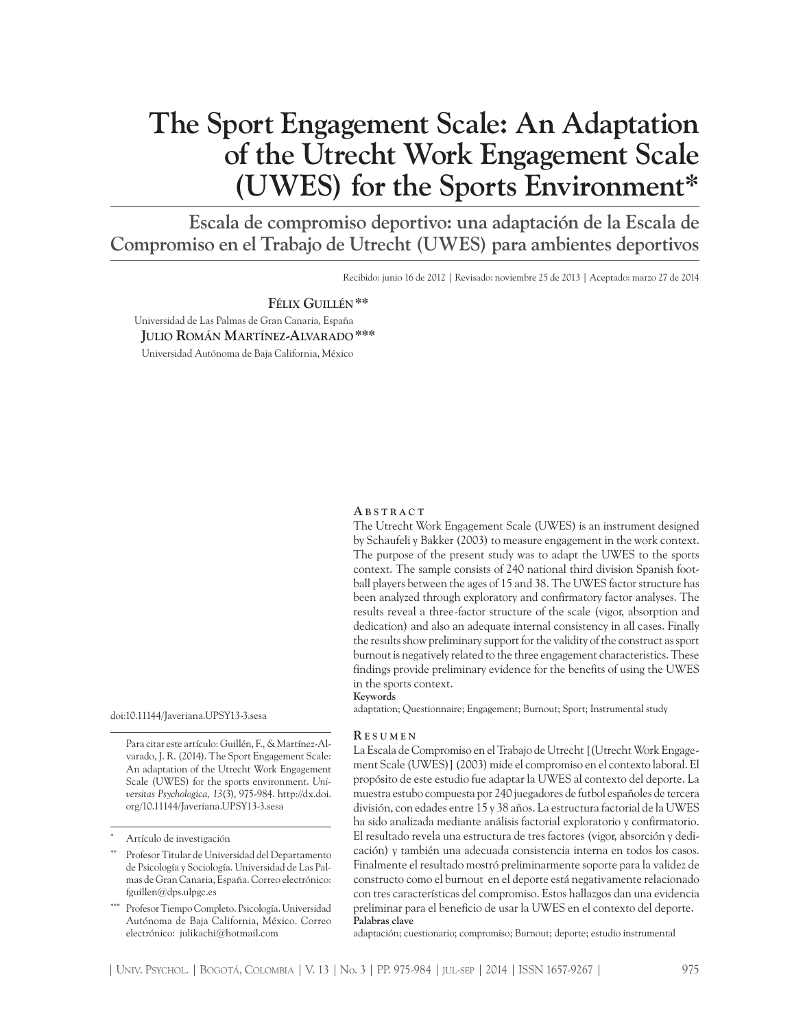# The Sport Engagement Scale: An Adaptation of the Utrecht Work Engagement Scale (UWES) for the Sports Environment*

## Escala de compromiso deportivo: una adaptación de la Escala de Compromiso en el Trabajo de Utrecht (UWES) para ambientes deportivos

Recibido: junio 16 de 2012 | Revisado: noviembre 25 de 2013 | Aceptado: marzo 27 de 2014

**Félix Guillén****

Universidad de Las Palmas de Gran Canaria, España

**Julio Román Martínez-Alvarado*****

Universidad Autónoma de Baja California, México

### Abstract

The Utrecht Work Engagement Scale (UWES) is an instrument designed by Schaufeli y Bakker (2003) to measure engagement in the work context. The purpose of the present study was to adapt the UWES to the sports context. The sample consists of 240 national third division Spanish football players between the ages of 15 and 38. The UWES factor structure has been analyzed through exploratory and confirmatory factor analyses. The results reveal a three-factor structure of the scale (vigor, absorption and dedication) and also an adequate internal consistency in all cases. Finally the results show preliminary support for the validity of the construct as sport burnout is negatively related to the three engagement characteristics. These findings provide preliminary evidence for the benefits of using the UWES in the sports context.

**Keywords**

adaptation; Questionnaire; Engagement; Burnout; Sport; Instrumental study

### Resumen

La Escala de Compromiso en el Trabajo de Utrecht [(Utrecht Work Engagement Scale (UWES)] (2003) mide el compromiso en el contexto laboral. El propósito de este estudio fue adaptar la UWES al contexto del deporte. La muestra estubo compuesta por 240 juegadores de futbol españoles de tercera división, con edades entre 15 y 38 años. La estructura factorial de la UWES ha sido analizada mediante análisis factorial exploratorio y confirmatorio. El resultado revela una estructura de tres factores (vigor, absorción y dedicación) y también una adecuada consistencia interna en todos los casos. Finalmente el resultado mostró preliminarmente soporte para la validez de constructo como el burnout en el deporte está negativamente relacionado con tres características del compromiso. Estos hallazgos dan una evidencia preliminar para el beneficio de usar la UWES en el contexto del deporte.

**Palabras clave**

adaptación; cuestionario; compromiso; Burnout; deporte; estudio instrumental

doi:10.11144/Javeriana.UPSY13-3.sesa

Para citar este artículo: Guillén, F., & Martínez-Alvarado, J. R. (2014). The Sport Engagement Scale: An adaptation of the Utrecht Work Engagement Scale (UWES) for the sports environment. *Universitas Psychologica, 13*(3), 975-984. http://dx.doi.org/10.11144/Javeriana.UPSY13-3.sesa

\* Artículo de investigación

\*\* Profesor Titular de Universidad del Departamento de Psicología y Sociología. Universidad de Las Palmas de Gran Canaria, España. Correo electrónico: fguillen@dps.ulpgc.es

\*\*\* Profesor Tiempo Completo. Psicología. Universidad Autónoma de Baja California, México. Correo electrónico: julikachi@hotmail.com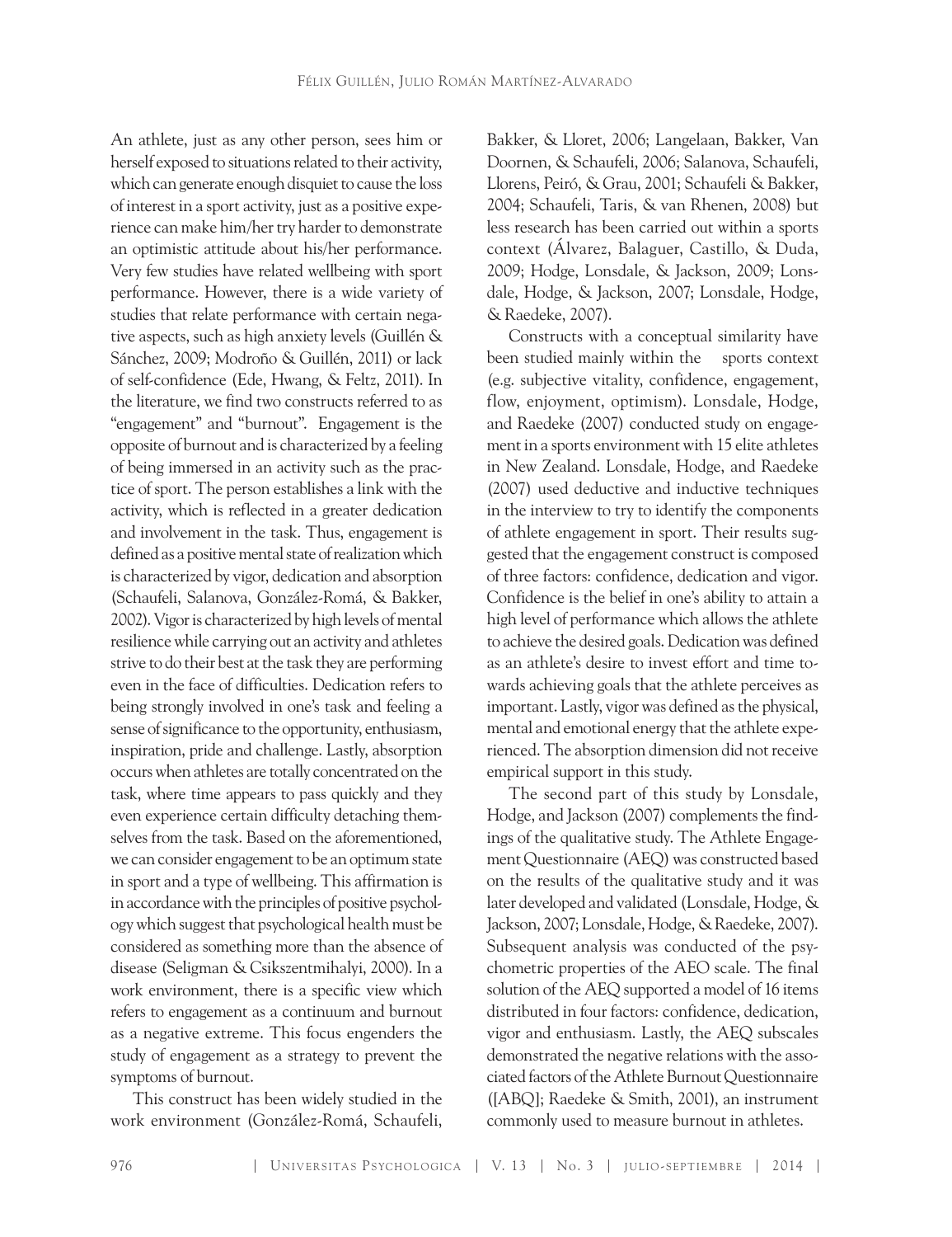An athlete, just as any other person, sees him or herself exposed to situations related to their activity, which can generate enough disquiet to cause the loss of interest in a sport activity, just as a positive experience can make him/her try harder to demonstrate an optimistic attitude about his/her performance. Very few studies have related wellbeing with sport performance. However, there is a wide variety of studies that relate performance with certain negative aspects, such as high anxiety levels (Guillén & Sánchez, 2009; Modroño & Guillén, 2011) or lack of self-confidence (Ede, Hwang, & Feltz, 2011). In the literature, we find two constructs referred to as "engagement" and "burnout". Engagement is the opposite of burnout and is characterized by a feeling of being immersed in an activity such as the practice of sport. The person establishes a link with the activity, which is reflected in a greater dedication and involvement in the task. Thus, engagement is defined as a positive mental state of realization which is characterized by vigor, dedication and absorption (Schaufeli, Salanova, González-Romá, & Bakker, 2002). Vigor is characterized by high levels of mental resilience while carrying out an activity and athletes strive to do their best at the task they are performing even in the face of difficulties. Dedication refers to being strongly involved in one's task and feeling a sense of significance to the opportunity, enthusiasm, inspiration, pride and challenge. Lastly, absorption occurs when athletes are totally concentrated on the task, where time appears to pass quickly and they even experience certain difficulty detaching themselves from the task. Based on the aforementioned, we can consider engagement to be an optimum state in sport and a type of wellbeing. This affirmation is in accordance with the principles of positive psychology which suggest that psychological health must be considered as something more than the absence of disease (Seligman & Csikszentmihalyi, 2000). In a work environment, there is a specific view which refers to engagement as a continuum and burnout as a negative extreme. This focus engenders the study of engagement as a strategy to prevent the symptoms of burnout.

This construct has been widely studied in the work environment (González-Romá, Schaufeli, Bakker, & Lloret, 2006; Langelaan, Bakker, Van Doornen, & Schaufeli, 2006; Salanova, Schaufeli, Llorens, Peiró, & Grau, 2001; Schaufeli & Bakker, 2004; Schaufeli, Taris, & van Rhenen, 2008) but less research has been carried out within a sports context (Álvarez, Balaguer, Castillo, & Duda, 2009; Hodge, Lonsdale, & Jackson, 2009; Lonsdale, Hodge, & Jackson, 2007; Lonsdale, Hodge, & Raedeke, 2007).

Constructs with a conceptual similarity have been studied mainly within the sports context (e.g. subjective vitality, confidence, engagement, flow, enjoyment, optimism). Lonsdale, Hodge, and Raedeke (2007) conducted study on engagement in a sports environment with 15 elite athletes in New Zealand. Lonsdale, Hodge, and Raedeke (2007) used deductive and inductive techniques in the interview to try to identify the components of athlete engagement in sport. Their results suggested that the engagement construct is composed of three factors: confidence, dedication and vigor. Confidence is the belief in one's ability to attain a high level of performance which allows the athlete to achieve the desired goals. Dedication was defined as an athlete's desire to invest effort and time towards achieving goals that the athlete perceives as important. Lastly, vigor was defined as the physical, mental and emotional energy that the athlete experienced. The absorption dimension did not receive empirical support in this study.

The second part of this study by Lonsdale, Hodge, and Jackson (2007) complements the findings of the qualitative study. The Athlete Engagement Questionnaire (AEQ) was constructed based on the results of the qualitative study and it was later developed and validated (Lonsdale, Hodge, & Jackson, 2007; Lonsdale, Hodge, & Raedeke, 2007). Subsequent analysis was conducted of the psychometric properties of the AEO scale. The final solution of the AEQ supported a model of 16 items distributed in four factors: confidence, dedication, vigor and enthusiasm. Lastly, the AEQ subscales demonstrated the negative relations with the associated factors of the Athlete Burnout Questionnaire ([ABQ]; Raedeke & Smith, 2001), an instrument commonly used to measure burnout in athletes.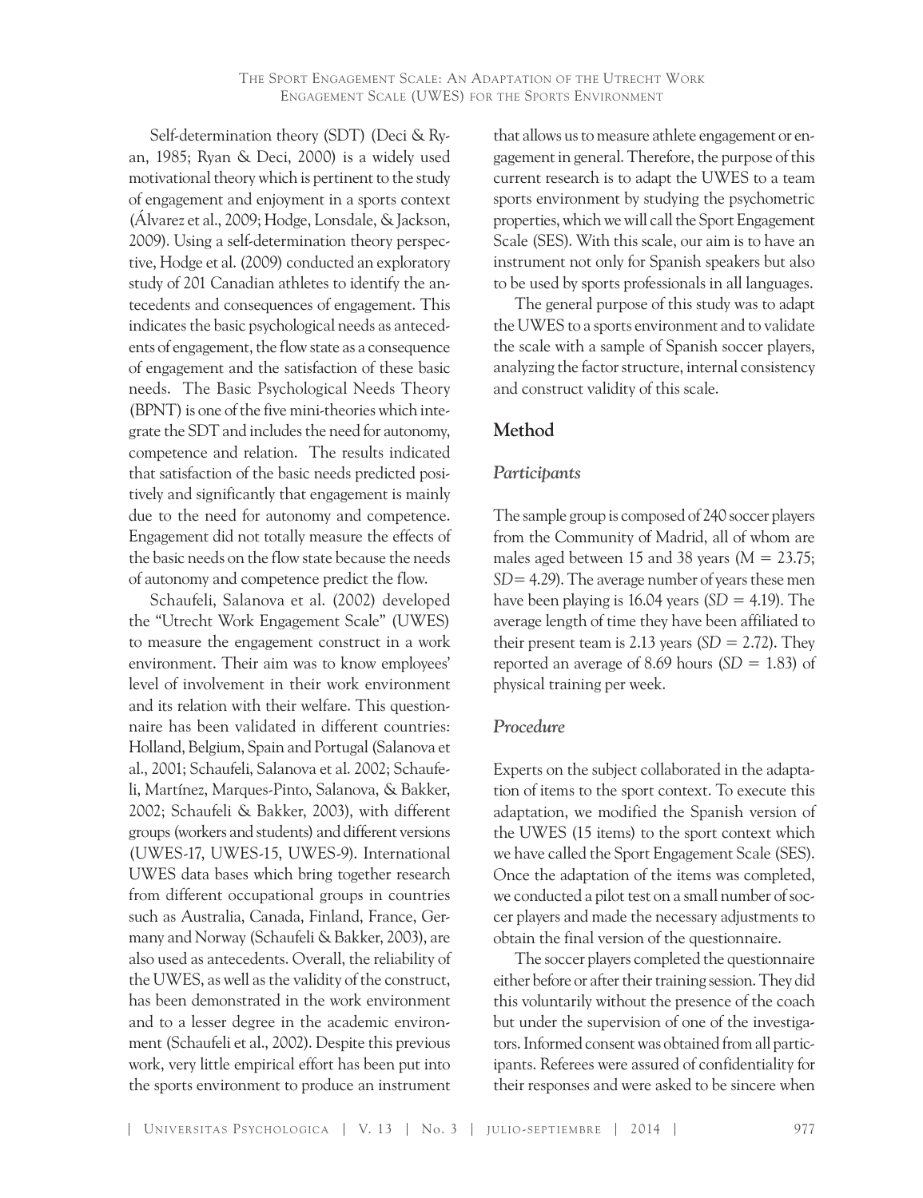Self-determination theory (SDT) (Deci & Ryan, 1985; Ryan & Deci, 2000) is a widely used motivational theory which is pertinent to the study of engagement and enjoyment in a sports context (Álvarez et al., 2009; Hodge, Lonsdale, & Jackson, 2009). Using a self-determination theory perspective, Hodge et al. (2009) conducted an exploratory study of 201 Canadian athletes to identify the antecedents and consequences of engagement. This indicates the basic psychological needs as antecedents of engagement, the flow state as a consequence of engagement and the satisfaction of these basic needs. The Basic Psychological Needs Theory (BPNT) is one of the five mini-theories which integrate the SDT and includes the need for autonomy, competence and relation. The results indicated that satisfaction of the basic needs predicted positively and significantly that engagement is mainly due to the need for autonomy and competence. Engagement did not totally measure the effects of the basic needs on the flow state because the needs of autonomy and competence predict the flow.

Schaufeli, Salanova et al. (2002) developed the "Utrecht Work Engagement Scale" (UWES) to measure the engagement construct in a work environment. Their aim was to know employees' level of involvement in their work environment and its relation with their welfare. This questionnaire has been validated in different countries: Holland, Belgium, Spain and Portugal (Salanova et al., 2001; Schaufeli, Salanova et al. 2002; Schaufeli, Martínez, Marques-Pinto, Salanova, & Bakker, 2002; Schaufeli & Bakker, 2003), with different groups (workers and students) and different versions (UWES-17, UWES-15, UWES-9). International UWES data bases which bring together research from different occupational groups in countries such as Australia, Canada, Finland, France, Germany and Norway (Schaufeli & Bakker, 2003), are also used as antecedents. Overall, the reliability of the UWES, as well as the validity of the construct, has been demonstrated in the work environment and to a lesser degree in the academic environment (Schaufeli et al., 2002). Despite this previous work, very little empirical effort has been put into the sports environment to produce an instrument that allows us to measure athlete engagement or engagement in general. Therefore, the purpose of this current research is to adapt the UWES to a team sports environment by studying the psychometric properties, which we will call the Sport Engagement Scale (SES). With this scale, our aim is to have an instrument not only for Spanish speakers but also to be used by sports professionals in all languages.

The general purpose of this study was to adapt the UWES to a sports environment and to validate the scale with a sample of Spanish soccer players, analyzing the factor structure, internal consistency and construct validity of this scale.

## Method

### *Participants*

The sample group is composed of 240 soccer players from the Community of Madrid, all of whom are males aged between 15 and 38 years ($M = 23.75$; $SD = 4.29$). The average number of years these men have been playing is 16.04 years ($SD = 4.19$). The average length of time they have been affiliated to their present team is 2.13 years ($SD = 2.72$). They reported an average of 8.69 hours ($SD = 1.83$) of physical training per week.

### *Procedure*

Experts on the subject collaborated in the adaptation of items to the sport context. To execute this adaptation, we modified the Spanish version of the UWES (15 items) to the sport context which we have called the Sport Engagement Scale (SES). Once the adaptation of the items was completed, we conducted a pilot test on a small number of soccer players and made the necessary adjustments to obtain the final version of the questionnaire.

The soccer players completed the questionnaire either before or after their training session. They did this voluntarily without the presence of the coach but under the supervision of one of the investigators. Informed consent was obtained from all participants. Referees were assured of confidentiality for their responses and were asked to be sincere when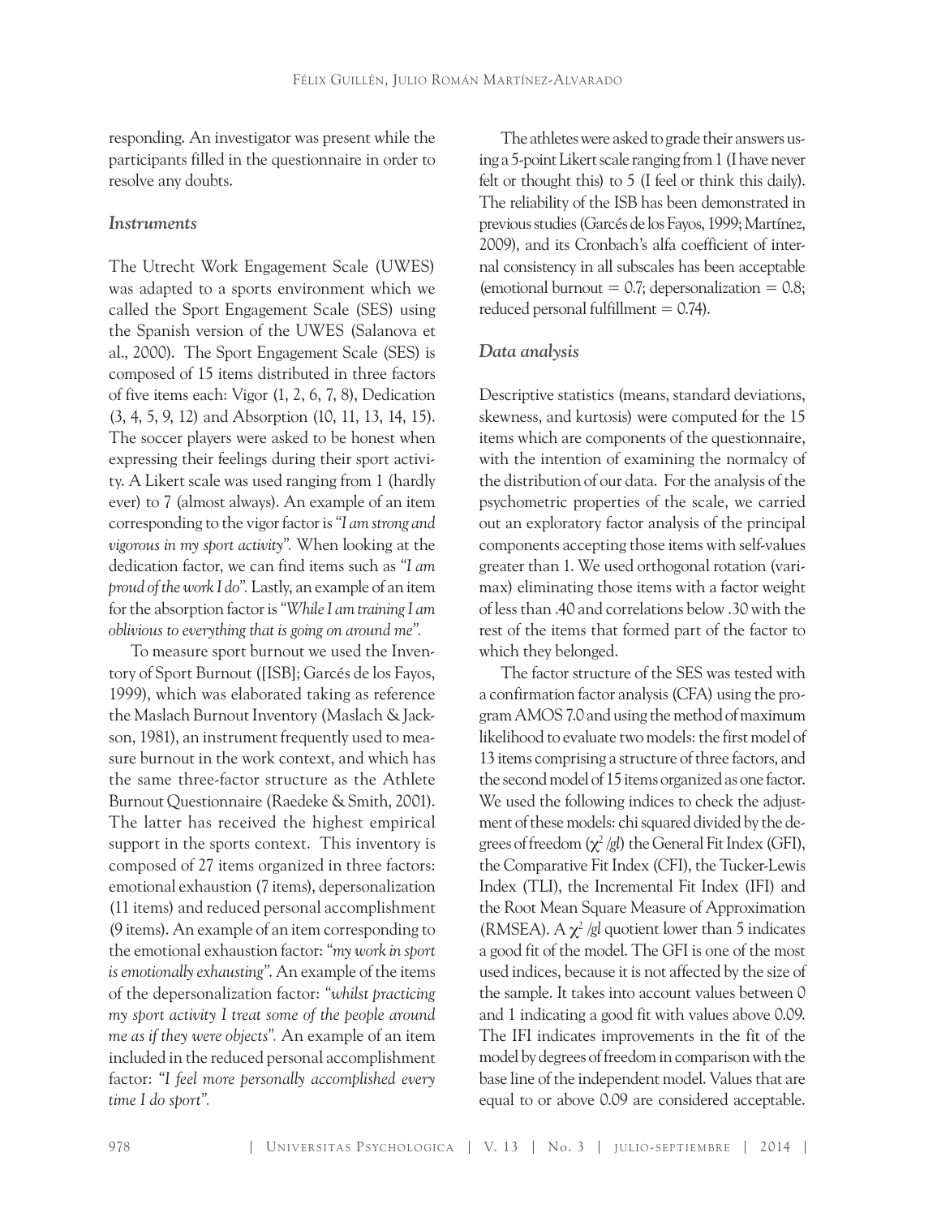responding. An investigator was present while the participants filled in the questionnaire in order to resolve any doubts.

### *Instruments*

The Utrecht Work Engagement Scale (UWES) was adapted to a sports environment which we called the Sport Engagement Scale (SES) using the Spanish version of the UWES (Salanova et al., 2000). The Sport Engagement Scale (SES) is composed of 15 items distributed in three factors of five items each: Vigor (1, 2, 6, 7, 8), Dedication (3, 4, 5, 9, 12) and Absorption (10, 11, 13, 14, 15). The soccer players were asked to be honest when expressing their feelings during their sport activity. A Likert scale was used ranging from 1 (hardly ever) to 7 (almost always). An example of an item corresponding to the vigor factor is *"I am strong and vigorous in my sport activity".* When looking at the dedication factor, we can find items such as *"I am proud of the work I do".* Lastly, an example of an item for the absorption factor is *"While I am training I am oblivious to everything that is going on around me".*

To measure sport burnout we used the Inventory of Sport Burnout ([ISB]; Garcés de los Fayos, 1999), which was elaborated taking as reference the Maslach Burnout Inventory (Maslach & Jackson, 1981), an instrument frequently used to measure burnout in the work context, and which has the same three-factor structure as the Athlete Burnout Questionnaire (Raedeke & Smith, 2001). The latter has received the highest empirical support in the sports context. This inventory is composed of 27 items organized in three factors: emotional exhaustion (7 items), depersonalization (11 items) and reduced personal accomplishment (9 items). An example of an item corresponding to the emotional exhaustion factor: *"my work in sport is emotionally exhausting".* An example of the items of the depersonalization factor: *"whilst practicing my sport activity I treat some of the people around me as if they were objects".* An example of an item included in the reduced personal accomplishment factor: *"I feel more personally accomplished every time I do sport".*

The athletes were asked to grade their answers using a 5-point Likert scale ranging from 1 (I have never felt or thought this) to 5 (I feel or think this daily). The reliability of the ISB has been demonstrated in previous studies (Garcés de los Fayos, 1999; Martínez, 2009), and its Cronbach's alfa coefficient of internal consistency in all subscales has been acceptable (emotional burnout = 0.7; depersonalization = 0.8; reduced personal fulfillment = 0.74).

### *Data analysis*

Descriptive statistics (means, standard deviations, skewness, and kurtosis) were computed for the 15 items which are components of the questionnaire, with the intention of examining the normalcy of the distribution of our data. For the analysis of the psychometric properties of the scale, we carried out an exploratory factor analysis of the principal components accepting those items with self-values greater than 1. We used orthogonal rotation (varimax) eliminating those items with a factor weight of less than .40 and correlations below .30 with the rest of the items that formed part of the factor to which they belonged.

The factor structure of the SES was tested with a confirmation factor analysis (CFA) using the program AMOS 7.0 and using the method of maximum likelihood to evaluate two models: the first model of 13 items comprising a structure of three factors, and the second model of 15 items organized as one factor. We used the following indices to check the adjustment of these models: chi squared divided by the degrees of freedom ($\chi^2$ /*gl*) the General Fit Index (GFI), the Comparative Fit Index (CFI), the Tucker-Lewis Index (TLI), the Incremental Fit Index (IFI) and the Root Mean Square Measure of Approximation (RMSEA). A $\chi^2$ /*gl* quotient lower than 5 indicates a good fit of the model. The GFI is one of the most used indices, because it is not affected by the size of the sample. It takes into account values between 0 and 1 indicating a good fit with values above 0.09. The IFI indicates improvements in the fit of the model by degrees of freedom in comparison with the base line of the independent model. Values that are equal to or above 0.09 are considered acceptable.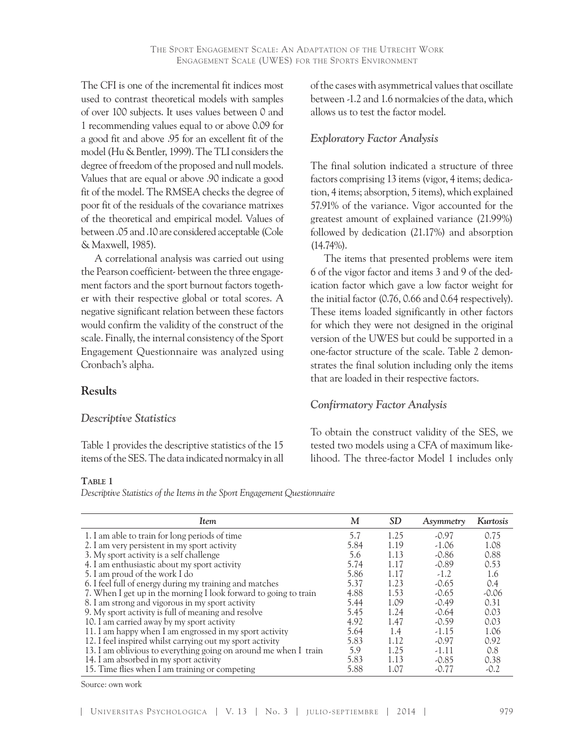The CFI is one of the incremental fit indices most used to contrast theoretical models with samples of over 100 subjects. It uses values between 0 and 1 recommending values equal to or above 0.09 for a good fit and above .95 for an excellent fit of the model (Hu & Bentler, 1999). The TLI considers the degree of freedom of the proposed and null models. Values that are equal or above .90 indicate a good fit of the model. The RMSEA checks the degree of poor fit of the residuals of the covariance matrixes of the theoretical and empirical model. Values of between .05 and .10 are considered acceptable (Cole & Maxwell, 1985).

A correlational analysis was carried out using the Pearson coefficient- between the three engagement factors and the sport burnout factors together with their respective global or total scores. A negative significant relation between these factors would confirm the validity of the construct of the scale. Finally, the internal consistency of the Sport Engagement Questionnaire was analyzed using Cronbach's alpha.

## Results

### Descriptive Statistics

Table 1 provides the descriptive statistics of the 15 items of the SES. The data indicated normalcy in all of the cases with asymmetrical values that oscillate between -1.2 and 1.6 normalcies of the data, which allows us to test the factor model.

### Exploratory Factor Analysis

The final solution indicated a structure of three factors comprising 13 items (vigor, 4 items; dedication, 4 items; absorption, 5 items), which explained 57.91% of the variance. Vigor accounted for the greatest amount of explained variance (21.99%) followed by dedication (21.17%) and absorption (14.74%).

The items that presented problems were item 6 of the vigor factor and items 3 and 9 of the dedication factor which gave a low factor weight for the initial factor (0.76, 0.66 and 0.64 respectively). These items loaded significantly in other factors for which they were not designed in the original version of the UWES but could be supported in a one-factor structure of the scale. Table 2 demonstrates the final solution including only the items that are loaded in their respective factors.

### Confirmatory Factor Analysis

To obtain the construct validity of the SES, we tested two models using a CFA of maximum likelihood. The three-factor Model 1 includes only

**Table 1**

*Descriptive Statistics of the Items in the Sport Engagement Questionnaire*

| *Item* | *M* | *SD* | *Asymmetry* | *Kurtosis* |
|---|---|---|---|---|
| 1. I am able to train for long periods of time | 5.7 | 1.25 | -0.97 | 0.75 |
| 2. I am very persistent in my sport activity | 5.84 | 1.19 | -1.06 | 1.08 |
| 3. My sport activity is a self challenge | 5.6 | 1.13 | -0.86 | 0.88 |
| 4. I am enthusiastic about my sport activity | 5.74 | 1.17 | -0.89 | 0.53 |
| 5. I am proud of the work I do | 5.86 | 1.17 | -1.2 | 1.6 |
| 6. I feel full of energy during my training and matches | 5.37 | 1.23 | -0.65 | 0.4 |
| 7. When I get up in the morning I look forward to going to train | 4.88 | 1.53 | -0.65 | -0.06 |
| 8. I am strong and vigorous in my sport activity | 5.44 | 1.09 | -0.49 | 0.31 |
| 9. My sport activity is full of meaning and resolve | 5.45 | 1.24 | -0.64 | 0.03 |
| 10. I am carried away by my sport activity | 4.92 | 1.47 | -0.59 | 0.03 |
| 11. I am happy when I am engrossed in my sport activity | 5.64 | 1.4 | -1.15 | 1.06 |
| 12. I feel inspired whilst carrying out my sport activity | 5.83 | 1.12 | -0.97 | 0.92 |
| 13. I am oblivious to everything going on around me when I train | 5.9 | 1.25 | -1.11 | 0.8 |
| 14. I am absorbed in my sport activity | 5.83 | 1.13 | -0.85 | 0.38 |
| 15. Time flies when I am training or competing | 5.88 | 1.07 | -0.77 | -0.2 |

Source: own work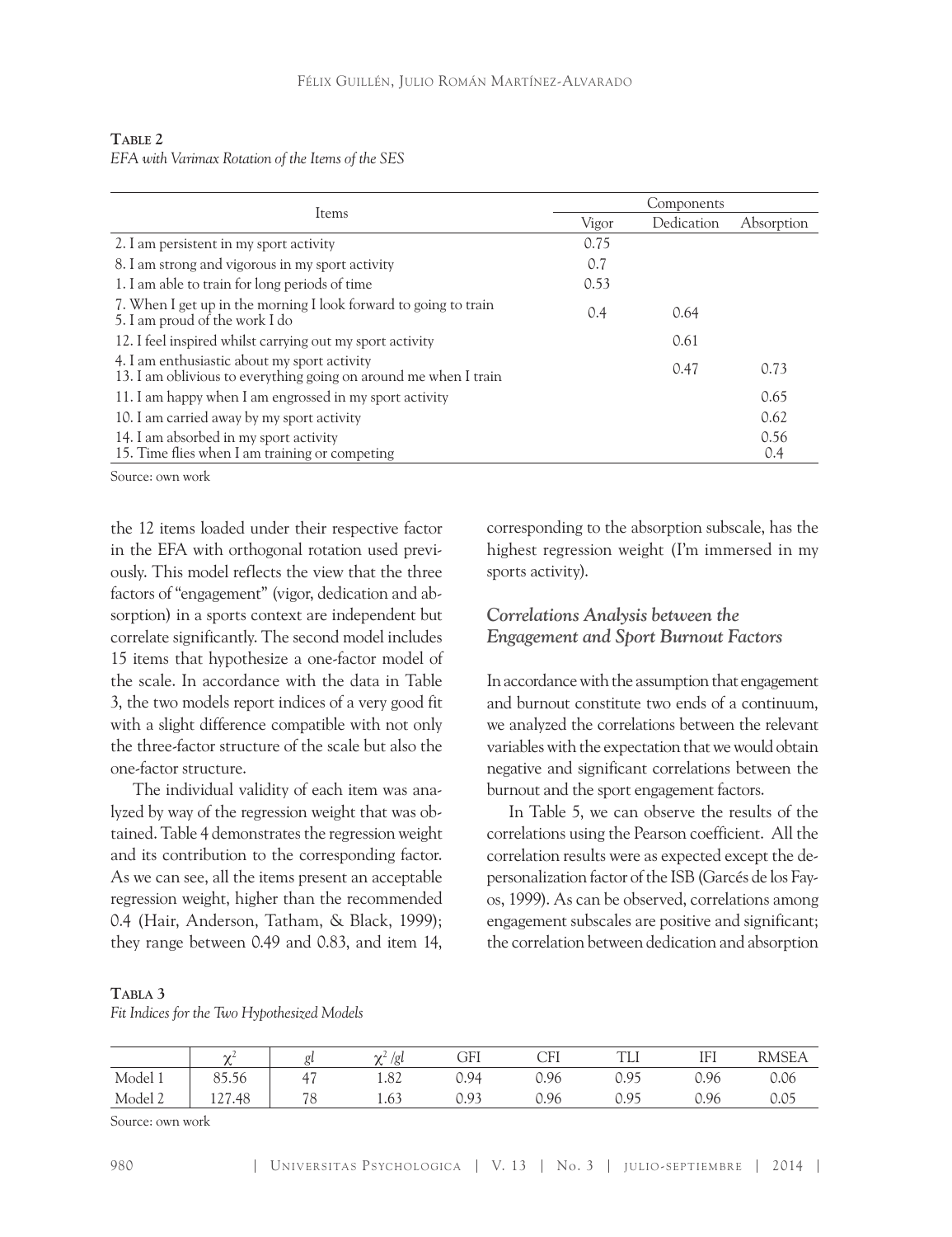**Table 2**

*EFA with Varimax Rotation of the Items of the SES*

| Items | Components | | |
|---|---|---|---|
| | Vigor | Dedication | Absorption |
| 2. I am persistent in my sport activity | 0.75 | | |
| 8. I am strong and vigorous in my sport activity | 0.7 | | |
| 1. I am able to train for long periods of time | 0.53 | | |
| 7. When I get up in the morning I look forward to going to train<br>5. I am proud of the work I do | 0.4 | 0.64 | |
| 12. I feel inspired whilst carrying out my sport activity | | 0.61 | |
| 4. I am enthusiastic about my sport activity<br>13. I am oblivious to everything going on around me when I train | | 0.47 | 0.73 |
| 11. I am happy when I am engrossed in my sport activity | | | 0.65 |
| 10. I am carried away by my sport activity | | | 0.62 |
| 14. I am absorbed in my sport activity<br>15. Time flies when I am training or competing | | | 0.56<br>0.4 |

Source: own work

the 12 items loaded under their respective factor in the EFA with orthogonal rotation used previously. This model reflects the view that the three factors of "engagement" (vigor, dedication and absorption) in a sports context are independent but correlate significantly. The second model includes 15 items that hypothesize a one-factor model of the scale. In accordance with the data in Table 3, the two models report indices of a very good fit with a slight difference compatible with not only the three-factor structure of the scale but also the one-factor structure.

The individual validity of each item was analyzed by way of the regression weight that was obtained. Table 4 demonstrates the regression weight and its contribution to the corresponding factor. As we can see, all the items present an acceptable regression weight, higher than the recommended 0.4 (Hair, Anderson, Tatham, & Black, 1999); they range between 0.49 and 0.83, and item 14, corresponding to the absorption subscale, has the highest regression weight (I'm immersed in my sports activity).

### *Correlations Analysis between the Engagement and Sport Burnout Factors*

In accordance with the assumption that engagement and burnout constitute two ends of a continuum, we analyzed the correlations between the relevant variables with the expectation that we would obtain negative and significant correlations between the burnout and the sport engagement factors.

In Table 5, we can observe the results of the correlations using the Pearson coefficient. All the correlation results were as expected except the depersonalization factor of the ISB (Garcés de los Fayos, 1999). As can be observed, correlations among engagement subscales are positive and significant; the correlation between dedication and absorption

**Tabla 3**

*Fit Indices for the Two Hypothesized Models*

| | $\chi^2$ | *gl* | $\chi^2/gl$ | GFI | CFI | TLI | IFI | RMSEA |
|---|---|---|---|---|---|---|---|---|
| Model 1 | 85.56 | 47 | 1.82 | 0.94 | 0.96 | 0.95 | 0.96 | 0.06 |
| Model 2 | 127.48 | 78 | 1.63 | 0.93 | 0.96 | 0.95 | 0.96 | 0.05 |

Source: own work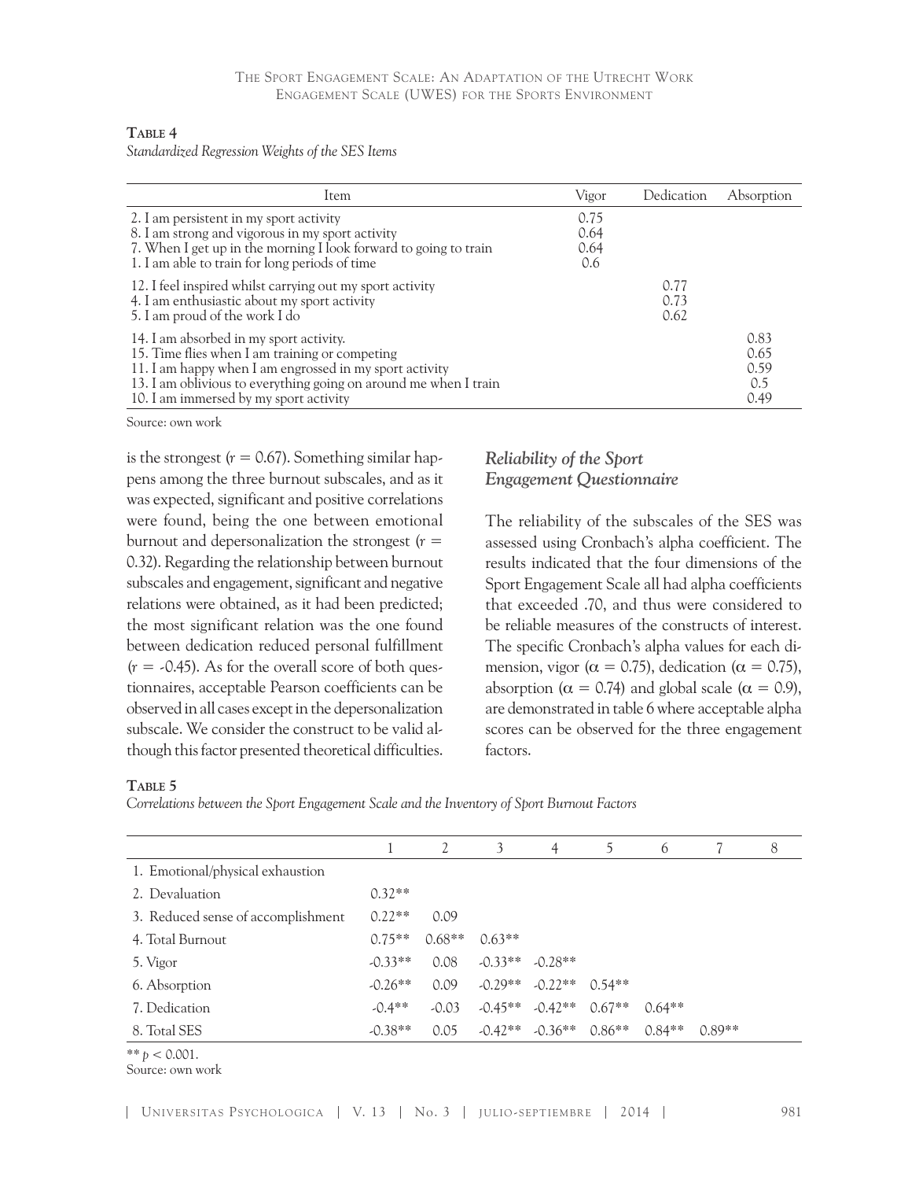**Table 4**

*Standardized Regression Weights of the SES Items*

| Item | Vigor | Dedication | Absorption |
|---|---|---|---|
| 2. I am persistent in my sport activity | 0.75 | | |
| 8. I am strong and vigorous in my sport activity | 0.64 | | |
| 7. When I get up in the morning I look forward to going to train | 0.64 | | |
| 1. I am able to train for long periods of time | 0.6 | | |
| 12. I feel inspired whilst carrying out my sport activity | | 0.77 | |
| 4. I am enthusiastic about my sport activity | | 0.73 | |
| 5. I am proud of the work I do | | 0.62 | |
| 14. I am absorbed in my sport activity. | | | 0.83 |
| 15. Time flies when I am training or competing | | | 0.65 |
| 11. I am happy when I am engrossed in my sport activity | | | 0.59 |
| 13. I am oblivious to everything going on around me when I train | | | 0.5 |
| 10. I am immersed by my sport activity | | | 0.49 |

Source: own work

is the strongest ($r = 0.67$). Something similar happens among the three burnout subscales, and as it was expected, significant and positive correlations were found, being the one between emotional burnout and depersonalization the strongest ($r = 0.32$). Regarding the relationship between burnout subscales and engagement, significant and negative relations were obtained, as it had been predicted; the most significant relation was the one found between dedication reduced personal fulfillment ($r = -0.45$). As for the overall score of both questionnaires, acceptable Pearson coefficients can be observed in all cases except in the depersonalization subscale. We consider the construct to be valid although this factor presented theoretical difficulties.

### *Reliability of the Sport Engagement Questionnaire*

The reliability of the subscales of the SES was assessed using Cronbach's alpha coefficient. The results indicated that the four dimensions of the Sport Engagement Scale all had alpha coefficients that exceeded .70, and thus were considered to be reliable measures of the constructs of interest. The specific Cronbach's alpha values for each dimension, vigor ($\alpha = 0.75$), dedication ($\alpha = 0.75$), absorption ($\alpha = 0.74$) and global scale ($\alpha = 0.9$), are demonstrated in table 6 where acceptable alpha scores can be observed for the three engagement factors.

**Table 5**

*Correlations between the Sport Engagement Scale and the Inventory of Sport Burnout Factors*

| | 1 | 2 | 3 | 4 | 5 | 6 | 7 | 8 |
|---|---|---|---|---|---|---|---|---|
| 1. Emotional/physical exhaustion | | | | | | | | |
| 2. Devaluation | 0.32** | | | | | | | |
| 3. Reduced sense of accomplishment | 0.22** | 0.09 | | | | | | |
| 4. Total Burnout | 0.75** | 0.68** | 0.63** | | | | | |
| 5. Vigor | -0.33** | 0.08 | -0.33** | -0.28** | | | | |
| 6. Absorption | -0.26** | 0.09 | -0.29** | -0.22** | 0.54** | | | |
| 7. Dedication | -0.4** | -0.03 | -0.45** | -0.42** | 0.67** | 0.64** | | |
| 8. Total SES | -0.38** | 0.05 | -0.42** | -0.36** | 0.86** | 0.84** | 0.89** | |

** $p < 0.001$.

Source: own work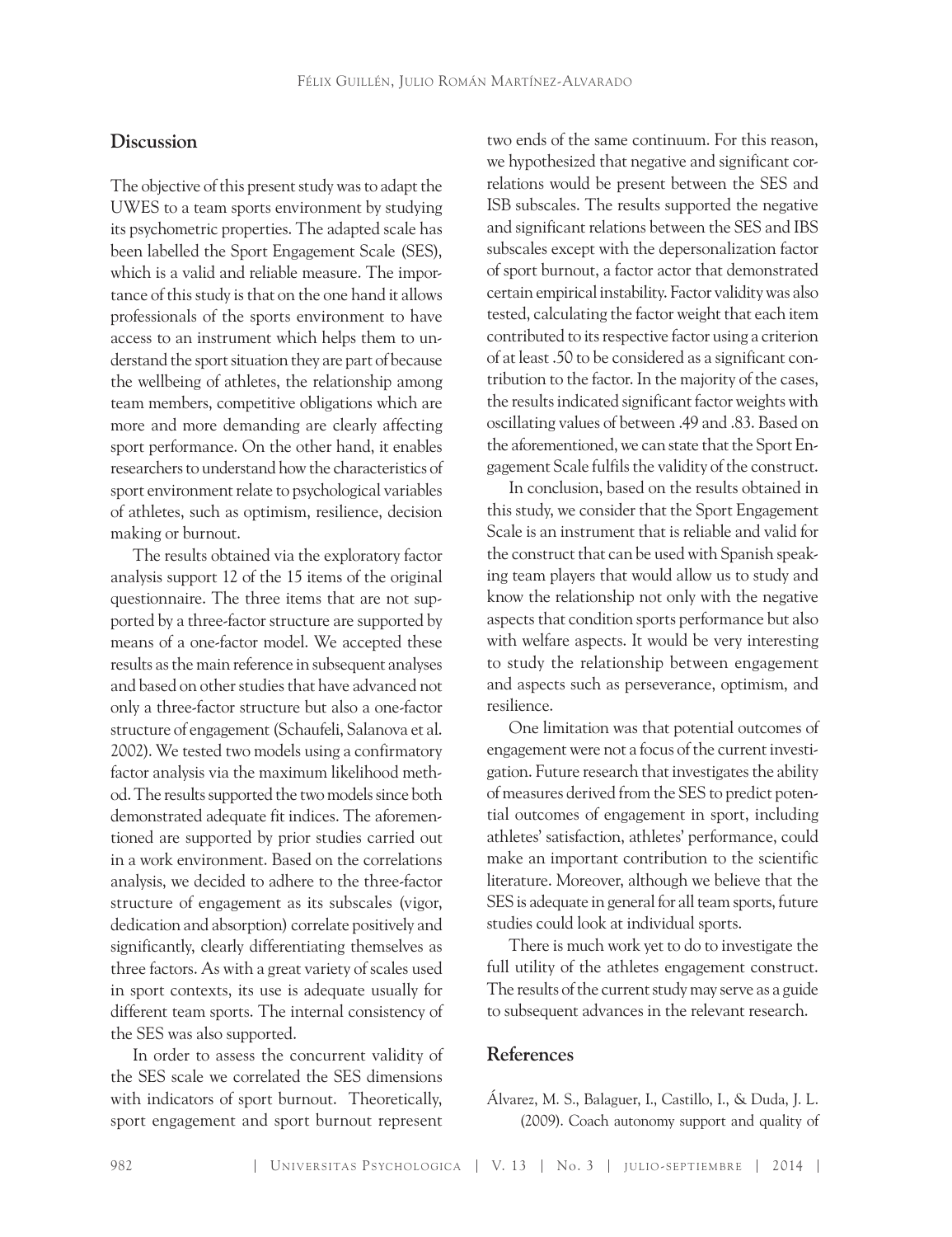## Discussion

The objective of this present study was to adapt the UWES to a team sports environment by studying its psychometric properties. The adapted scale has been labelled the Sport Engagement Scale (SES), which is a valid and reliable measure. The importance of this study is that on the one hand it allows professionals of the sports environment to have access to an instrument which helps them to understand the sport situation they are part of because the wellbeing of athletes, the relationship among team members, competitive obligations which are more and more demanding are clearly affecting sport performance. On the other hand, it enables researchers to understand how the characteristics of sport environment relate to psychological variables of athletes, such as optimism, resilience, decision making or burnout.

The results obtained via the exploratory factor analysis support 12 of the 15 items of the original questionnaire. The three items that are not supported by a three-factor structure are supported by means of a one-factor model. We accepted these results as the main reference in subsequent analyses and based on other studies that have advanced not only a three-factor structure but also a one-factor structure of engagement (Schaufeli, Salanova et al. 2002). We tested two models using a confirmatory factor analysis via the maximum likelihood method. The results supported the two models since both demonstrated adequate fit indices. The aforementioned are supported by prior studies carried out in a work environment. Based on the correlations analysis, we decided to adhere to the three-factor structure of engagement as its subscales (vigor, dedication and absorption) correlate positively and significantly, clearly differentiating themselves as three factors. As with a great variety of scales used in sport contexts, its use is adequate usually for different team sports. The internal consistency of the SES was also supported.

In order to assess the concurrent validity of the SES scale we correlated the SES dimensions with indicators of sport burnout. Theoretically, sport engagement and sport burnout represent two ends of the same continuum. For this reason, we hypothesized that negative and significant correlations would be present between the SES and ISB subscales. The results supported the negative and significant relations between the SES and IBS subscales except with the depersonalization factor of sport burnout, a factor actor that demonstrated certain empirical instability. Factor validity was also tested, calculating the factor weight that each item contributed to its respective factor using a criterion of at least .50 to be considered as a significant contribution to the factor. In the majority of the cases, the results indicated significant factor weights with oscillating values of between .49 and .83. Based on the aforementioned, we can state that the Sport Engagement Scale fulfils the validity of the construct.

In conclusion, based on the results obtained in this study, we consider that the Sport Engagement Scale is an instrument that is reliable and valid for the construct that can be used with Spanish speaking team players that would allow us to study and know the relationship not only with the negative aspects that condition sports performance but also with welfare aspects. It would be very interesting to study the relationship between engagement and aspects such as perseverance, optimism, and resilience.

One limitation was that potential outcomes of engagement were not a focus of the current investigation. Future research that investigates the ability of measures derived from the SES to predict potential outcomes of engagement in sport, including athletes' satisfaction, athletes' performance, could make an important contribution to the scientific literature. Moreover, although we believe that the SES is adequate in general for all team sports, future studies could look at individual sports.

There is much work yet to do to investigate the full utility of the athletes engagement construct. The results of the current study may serve as a guide to subsequent advances in the relevant research.

## References

Álvarez, M. S., Balaguer, I., Castillo, I., & Duda, J. L. (2009). Coach autonomy support and quality of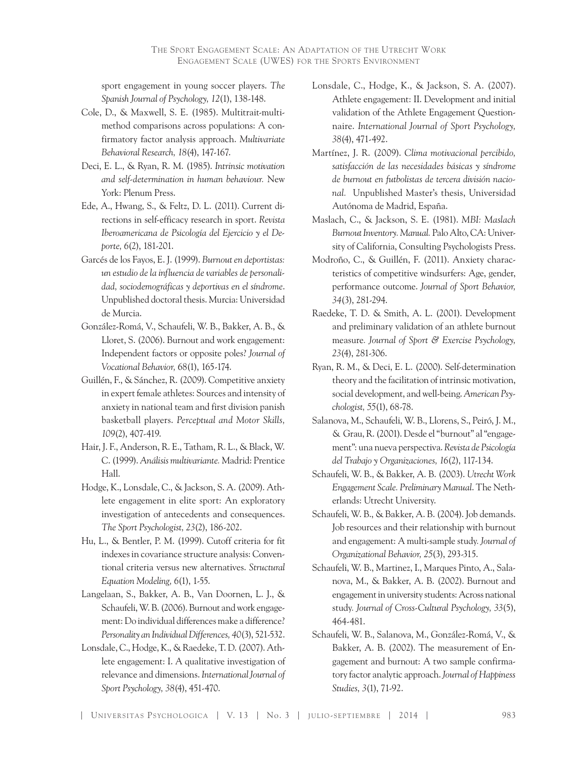sport engagement in young soccer players. *The Spanish Journal of Psychology, 12*(1), 138-148.

Cole, D., & Maxwell, S. E. (1985). Multitrait-multimethod comparisons across populations: A confirmatory factor analysis approach. *Multivariate Behavioral Research, 18*(4), 147-167.

Deci, E. L., & Ryan, R. M. (1985). *Intrinsic motivation and self-determination in human behaviour.* New York: Plenum Press.

Ede, A., Hwang, S., & Feltz, D. L. (2011). Current directions in self-efficacy research in sport. *Revista Iberoamericana de Psicología del Ejercicio y el Deporte, 6*(2), 181-201.

Garcés de los Fayos, E. J. (1999). *Burnout en deportistas: un estudio de la influencia de variables de personalidad, sociodemográficas y deportivas en el síndrome*. Unpublished doctoral thesis. Murcia: Universidad de Murcia.

González-Romá, V., Schaufeli, W. B., Bakker, A. B., & Lloret, S. (2006). Burnout and work engagement: Independent factors or opposite poles? *Journal of Vocational Behavior,* 68(1), 165-174.

Guillén, F., & Sánchez, R. (2009). Competitive anxiety in expert female athletes: Sources and intensity of anxiety in national team and first division panish basketball players. *Perceptual and Motor Skills, 109*(2), 407-419.

Hair, J. F., Anderson, R. E., Tatham, R. L., & Black, W. C. (1999). *Análisis multivariante.* Madrid: Prentice Hall.

Hodge, K., Lonsdale, C., & Jackson, S. A. (2009). Athlete engagement in elite sport: An exploratory investigation of antecedents and consequences. *The Sport Psychologist, 23*(2), 186-202.

Hu, L., & Bentler, P. M. (1999). Cutoff criteria for fit indexes in covariance structure analysis: Conventional criteria versus new alternatives. *Structural Equation Modeling, 6*(1), 1-55.

Langelaan, S., Bakker, A. B., Van Doornen, L. J., & Schaufeli, W. B. (2006). Burnout and work engagement: Do individual differences make a difference? *Personality an Individual Differences, 40*(3), 521-532.

Lonsdale, C., Hodge, K., & Raedeke, T. D. (2007). Athlete engagement: I. A qualitative investigation of relevance and dimensions. *International Journal of Sport Psychology, 38*(4), 451-470.

Lonsdale, C., Hodge, K., & Jackson, S. A. (2007). Athlete engagement: II. Development and initial validation of the Athlete Engagement Questionnaire. *International Journal of Sport Psychology, 38*(4), 471-492.

Martínez, J. R. (2009). *Clima motivacional percibido, satisfacción de las necesidades básicas y síndrome de burnout en futbolistas de tercera división nacional.* Unpublished Master's thesis, Universidad Autónoma de Madrid, España.

Maslach, C., & Jackson, S. E. (1981). *MBI: Maslach Burnout Inventory. Manual.* Palo Alto, CA: University of California, Consulting Psychologists Press.

Modroño, C., & Guillén, F. (2011). Anxiety characteristics of competitive windsurfers: Age, gender, performance outcome. *Journal of Sport Behavior, 34*(3), 281-294.

Raedeke, T. D. & Smith, A. L. (2001). Development and preliminary validation of an athlete burnout measure. *Journal of Sport & Exercise Psychology, 23*(4), 281-306.

Ryan, R. M., & Deci, E. L. (2000). Self-determination theory and the facilitation of intrinsic motivation, social development, and well-being. *American Psychologist, 55*(1), 68-78.

Salanova, M., Schaufeli, W. B., Llorens, S., Peiró, J. M., & Grau, R. (2001). Desde el "burnout" al "engagement": una nueva perspectiva. *Revista de Psicología del Trabajo y Organizaciones, 16*(2), 117-134.

Schaufeli, W. B., & Bakker, A. B. (2003). *Utrecht Work Engagement Scale. Preliminary Manual*. The Netherlands: Utrecht University.

Schaufeli, W. B., & Bakker, A. B. (2004). Job demands. Job resources and their relationship with burnout and engagement: A multi-sample study. *Journal of Organizational Behavior, 25*(3), 293-315.

Schaufeli, W. B., Martinez, I., Marques Pinto, A., Salanova, M., & Bakker, A. B. (2002). Burnout and engagement in university students: Across national study. *Journal of Cross-Cultural Psychology, 33*(5), 464-481.

Schaufeli, W. B., Salanova, M., González-Romá, V., & Bakker, A. B. (2002). The measurement of Engagement and burnout: A two sample confirmatory factor analytic approach. *Journal of Happiness Studies, 3*(1), 71-92.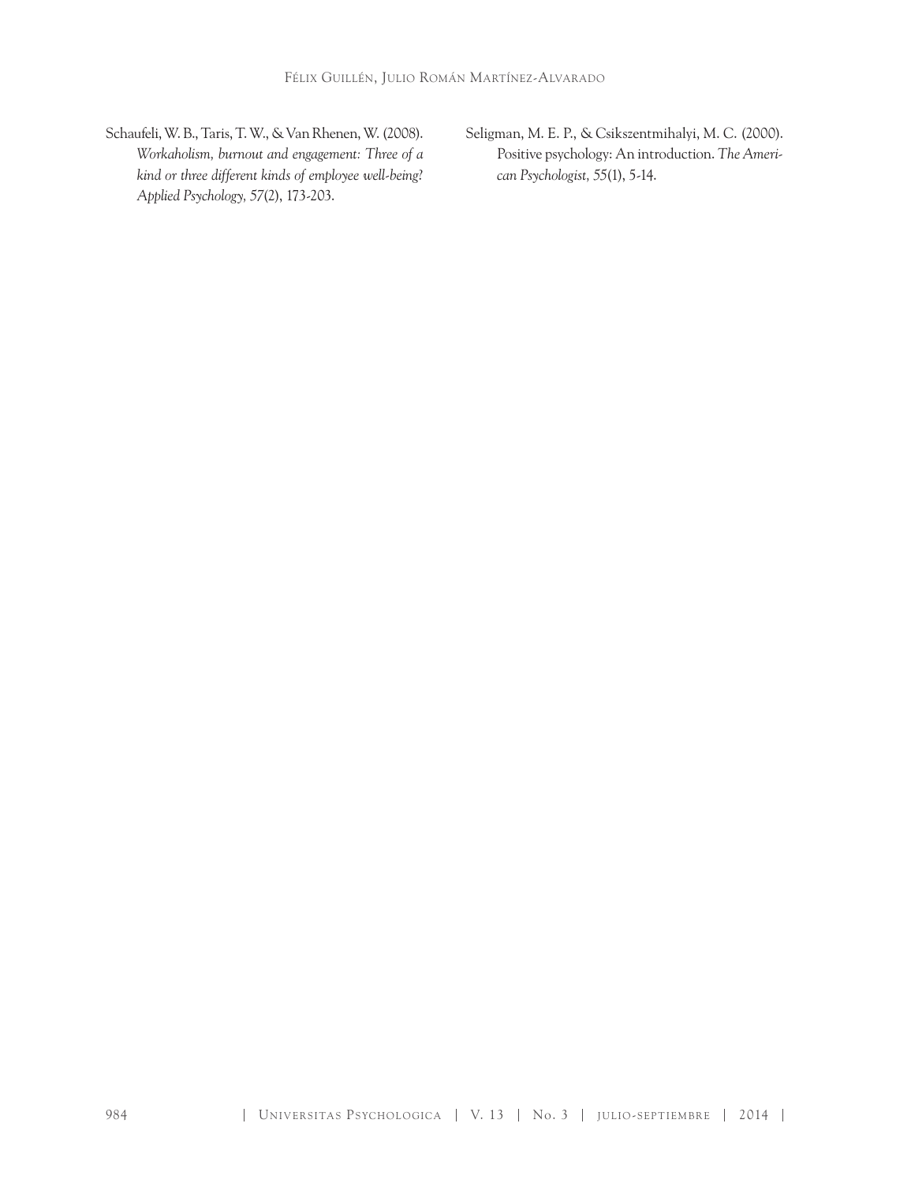Schaufeli, W. B., Taris, T. W., & Van Rhenen, W. (2008). *Workaholism, burnout and engagement: Three of a kind or three different kinds of employee well-being? Applied Psychology, 57*(2), 173-203.

Seligman, M. E. P., & Csikszentmihalyi, M. C. (2000). Positive psychology: An introduction. *The American Psychologist, 55*(1), 5-14.